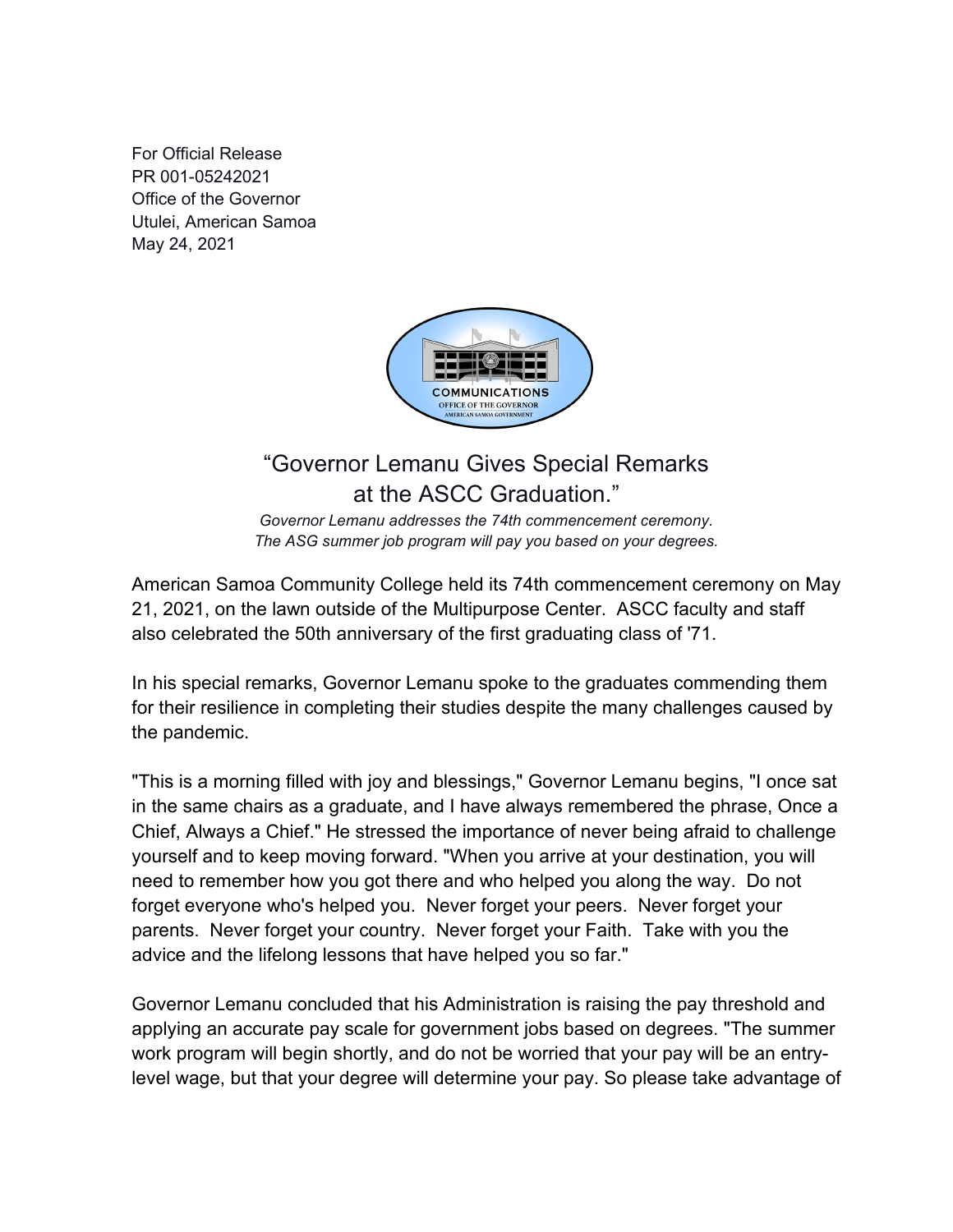For Official Release
PR 001-05242021
Office of the Governor
Utulei, American Samoa
May 24, 2021

# "Governor Lemanu Gives Special Remarks at the ASCC Graduation."

*Governor Lemanu addresses the 74th commencement ceremony.*
*The ASG summer job program will pay you based on your degrees.*

American Samoa Community College held its 74th commencement ceremony on May 21, 2021, on the lawn outside of the Multipurpose Center. ASCC faculty and staff also celebrated the 50th anniversary of the first graduating class of '71.

In his special remarks, Governor Lemanu spoke to the graduates commending them for their resilience in completing their studies despite the many challenges caused by the pandemic.

"This is a morning filled with joy and blessings," Governor Lemanu begins, "I once sat in the same chairs as a graduate, and I have always remembered the phrase, Once a Chief, Always a Chief." He stressed the importance of never being afraid to challenge yourself and to keep moving forward. "When you arrive at your destination, you will need to remember how you got there and who helped you along the way. Do not forget everyone who's helped you. Never forget your peers. Never forget your parents. Never forget your country. Never forget your Faith. Take with you the advice and the lifelong lessons that have helped you so far."

Governor Lemanu concluded that his Administration is raising the pay threshold and applying an accurate pay scale for government jobs based on degrees. "The summer work program will begin shortly, and do not be worried that your pay will be an entry-level wage, but that your degree will determine your pay. So please take advantage of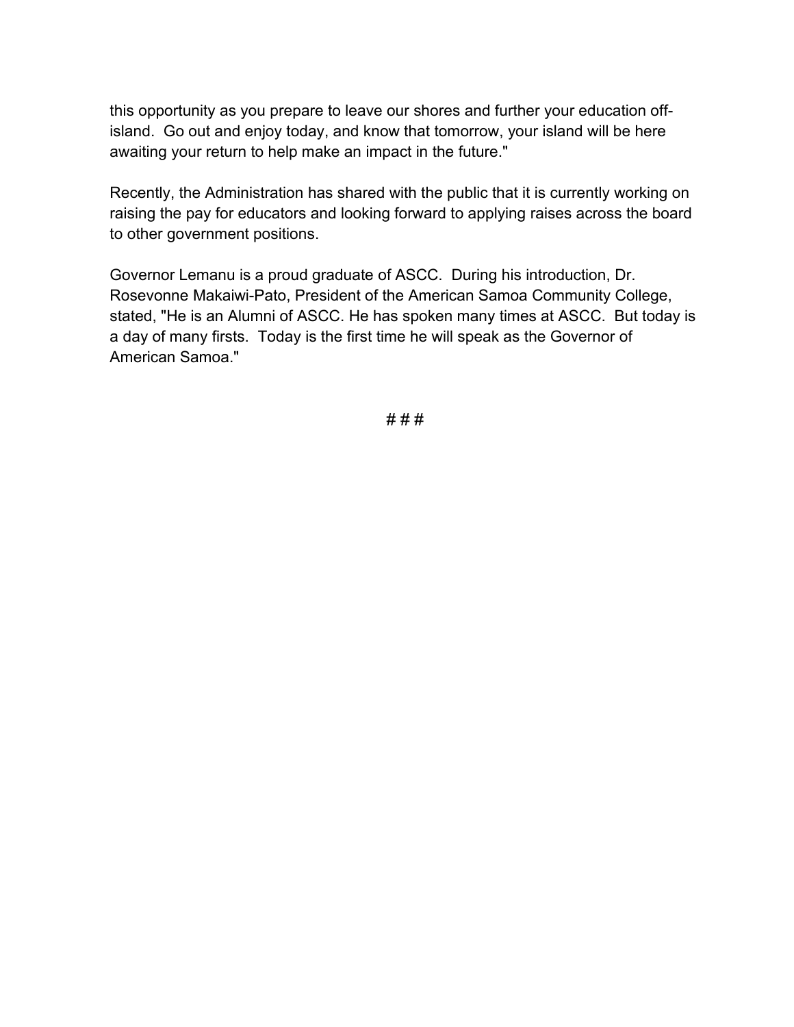this opportunity as you prepare to leave our shores and further your education off-island. Go out and enjoy today, and know that tomorrow, your island will be here awaiting your return to help make an impact in the future."

Recently, the Administration has shared with the public that it is currently working on raising the pay for educators and looking forward to applying raises across the board to other government positions.

Governor Lemanu is a proud graduate of ASCC. During his introduction, Dr. Rosevonne Makaiwi-Pato, President of the American Samoa Community College, stated, "He is an Alumni of ASCC. He has spoken many times at ASCC. But today is a day of many firsts. Today is the first time he will speak as the Governor of American Samoa."

# # #